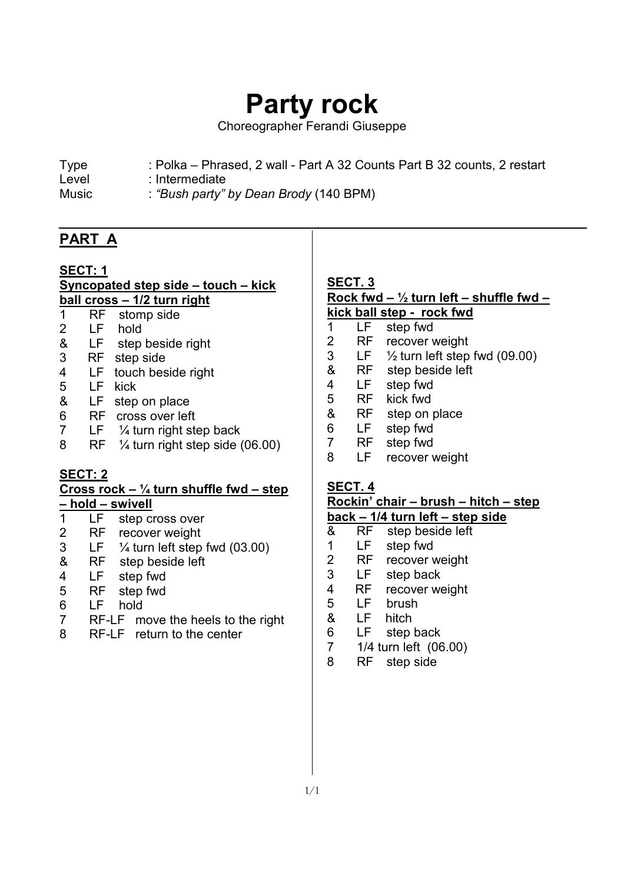# Party rock

Choreographer Ferandi Giuseppe

Type : Polka – Phrased, 2 wall - Part A 32 Counts Part B 32 counts, 2 restart
Level : Intermediate
Music : *"Bush party" by Dean Brody* (140 BPM)

## PART A

**SECT: 1**
**Syncopated step side – touch – kick ball cross – 1/2 turn right**

| | | |
|---|---|---|
| 1 | RF | stomp side |
| 2 | LF | hold |
| & | LF | step beside right |
| 3 | RF | step side |
| 4 | LF | touch beside right |
| 5 | LF | kick |
| & | LF | step on place |
| 6 | RF | cross over left |
| 7 | LF | ¼ turn right step back |
| 8 | RF | ¼ turn right step side (06.00) |

**SECT: 2**
**Cross rock – ¼ turn shuffle fwd – step – hold – swivell**

| | | |
|---|---|---|
| 1 | LF | step cross over |
| 2 | RF | recover weight |
| 3 | LF | ¼ turn left step fwd (03.00) |
| & | RF | step beside left |
| 4 | LF | step fwd |
| 5 | RF | step fwd |
| 6 | LF | hold |
| 7 | RF-LF | move the heels to the right |
| 8 | RF-LF | return to the center |

**SECT. 3**
**Rock fwd – ½ turn left – shuffle fwd – kick ball step - rock fwd**

| | | |
|---|---|---|
| 1 | LF | step fwd |
| 2 | RF | recover weight |
| 3 | LF | ½ turn left step fwd (09.00) |
| & | RF | step beside left |
| 4 | LF | step fwd |
| 5 | RF | kick fwd |
| & | RF | step on place |
| 6 | LF | step fwd |
| 7 | RF | step fwd |
| 8 | LF | recover weight |

**SECT. 4**
**Rockin' chair – brush – hitch – step back – 1/4 turn left – step side**

| | | |
|---|---|---|
| & | RF | step beside left |
| 1 | LF | step fwd |
| 2 | RF | recover weight |
| 3 | LF | step back |
| 4 | RF | recover weight |
| 5 | LF | brush |
| & | LF | hitch |
| 6 | LF | step back |
| 7 | | 1/4 turn left (06.00) |
| 8 | RF | step side |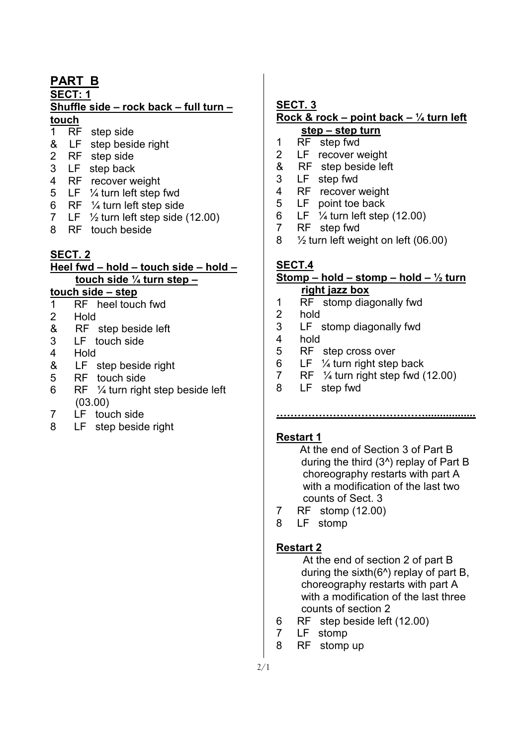# PART B

## SECT: 1

**Shuffle side – rock back – full turn – touch**

1 RF step side
& LF step beside right
2 RF step side
3 LF step back
4 RF recover weight
5 LF ¼ turn left step fwd
6 RF ¼ turn left step side
7 LF ½ turn left step side (12.00)
8 RF touch beside

## SECT. 2

**Heel fwd – hold – touch side – hold – touch side ¼ turn step – touch side – step**

1 RF heel touch fwd
2 Hold
& RF step beside left
3 LF touch side
4 Hold
& LF step beside right
5 RF touch side
6 RF ¼ turn right step beside left (03.00)
7 LF touch side
8 LF step beside right

## SECT. 3

**Rock & rock – point back – ¼ turn left step – step turn**

1 RF step fwd
2 LF recover weight
& RF step beside left
3 LF step fwd
4 RF recover weight
5 LF point toe back
6 LF ¼ turn left step (12.00)
7 RF step fwd
8 ½ turn left weight on left (06.00)

## SECT.4

**Stomp – hold – stomp – hold – ½ turn right jazz box**

1 RF stomp diagonally fwd
2 hold
3 LF stomp diagonally fwd
4 hold
5 RF step cross over
6 LF ¼ turn right step back
7 RF ¼ turn right step fwd (12.00)
8 LF step fwd

…………………………………….................

**Restart 1**

At the end of Section 3 of Part B during the third (3^) replay of Part B choreography restarts with part A with a modification of the last two counts of Sect. 3

7 RF stomp (12.00)
8 LF stomp

**Restart 2**

At the end of section 2 of part B during the sixth(6^) replay of part B, choreography restarts with part A with a modification of the last three counts of section 2

6 RF step beside left (12.00)
7 LF stomp
8 RF stomp up